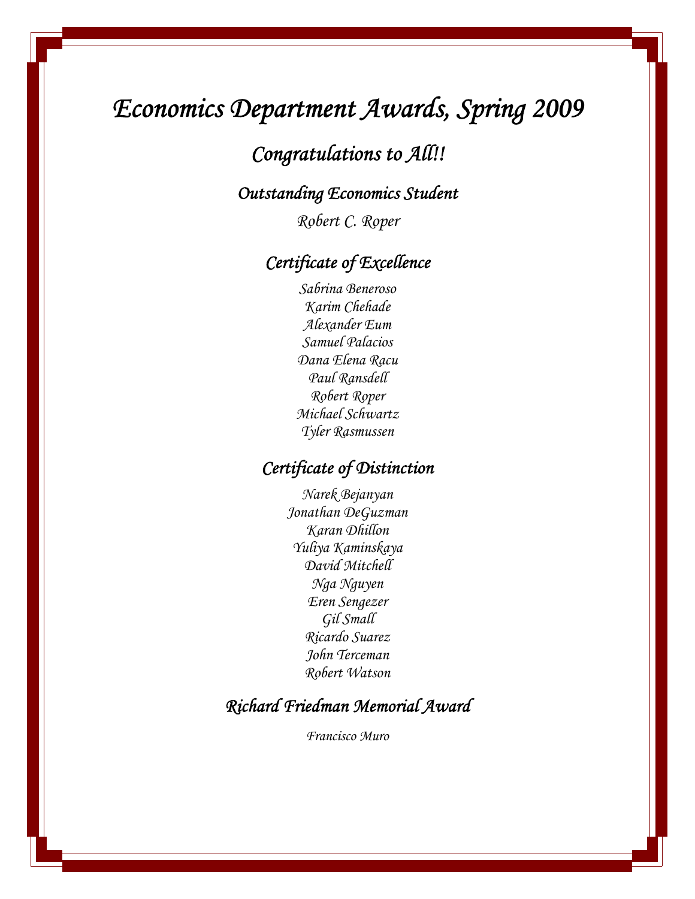# Economics Department Awards, Spring 2009

## Congratulations to All!!

### Outstanding Economics Student

Robert C. Roper

### Certificate of Excellence

Sabrina Beneroso
Karim Chehade
Alexander Eum
Samuel Palacios
Dana Elena Racu
Paul Ransdell
Robert Roper
Michael Schwartz
Tyler Rasmussen

### Certificate of Distinction

Narek Bejanyan
Jonathan DeGuzman
Karan Dhillon
Yuliya Kaminskaya
David Mitchell
Nga Nguyen
Eren Sengezer
Gil Small
Ricardo Suarez
John Terceman
Robert Watson

### Richard Friedman Memorial Award

Francisco Muro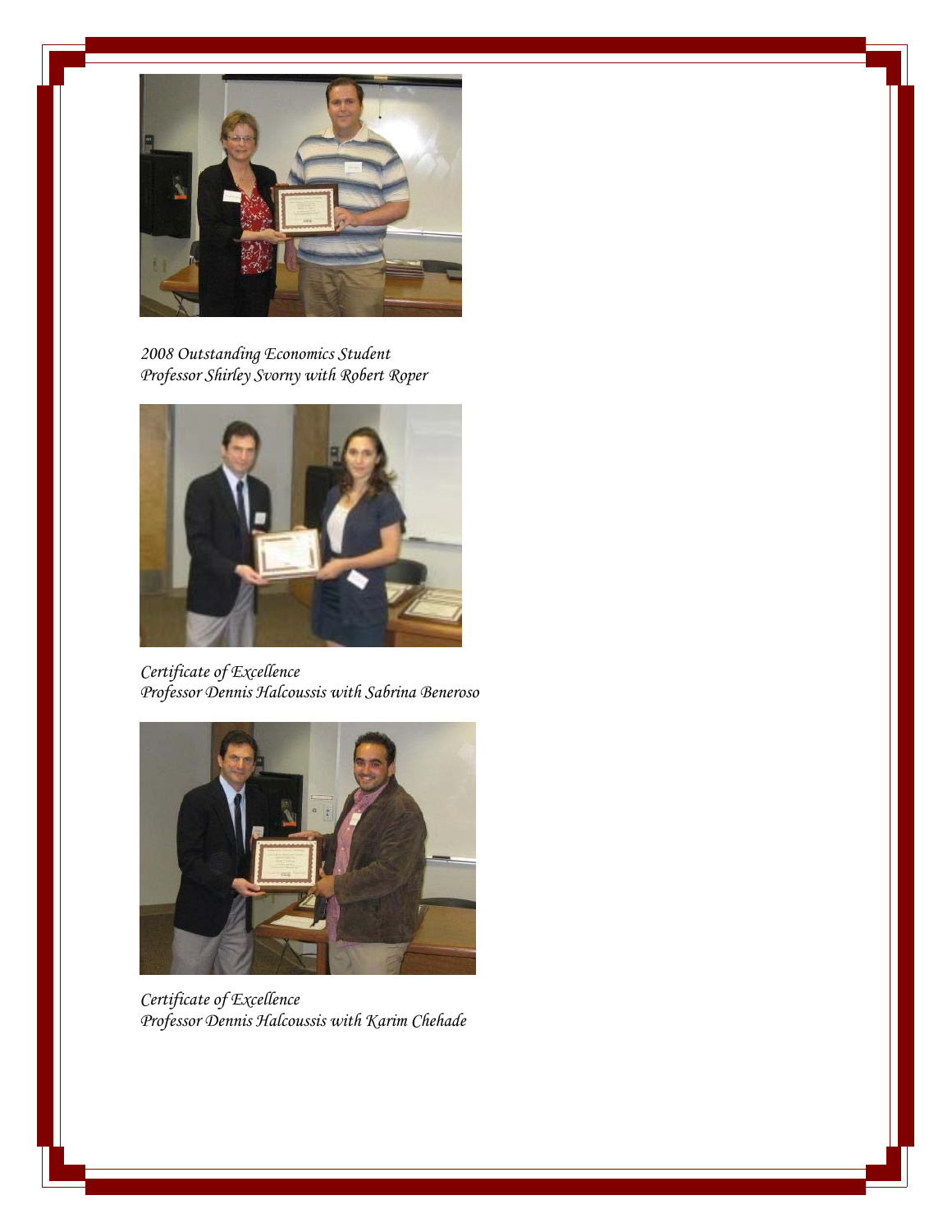*2008 Outstanding Economics Student*
*Professor Shirley Svorny with Robert Roper*

*Certificate of Excellence*
*Professor Dennis Halcoussis with Sabrina Beneroso*

*Certificate of Excellence*
*Professor Dennis Halcoussis with Karim Chehade*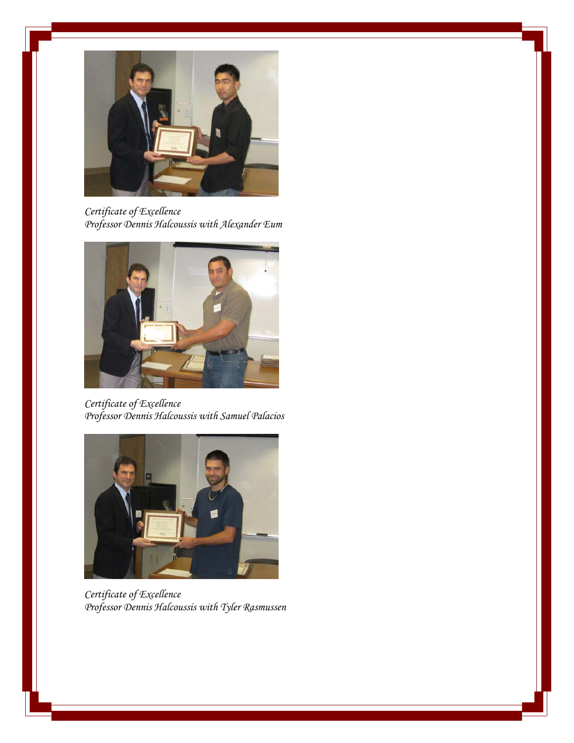*Certificate of Excellence*
*Professor Dennis Halcoussis with Alexander Eum*

*Certificate of Excellence*
*Professor Dennis Halcoussis with Samuel Palacios*

*Certificate of Excellence*
*Professor Dennis Halcoussis with Tyler Rasmussen*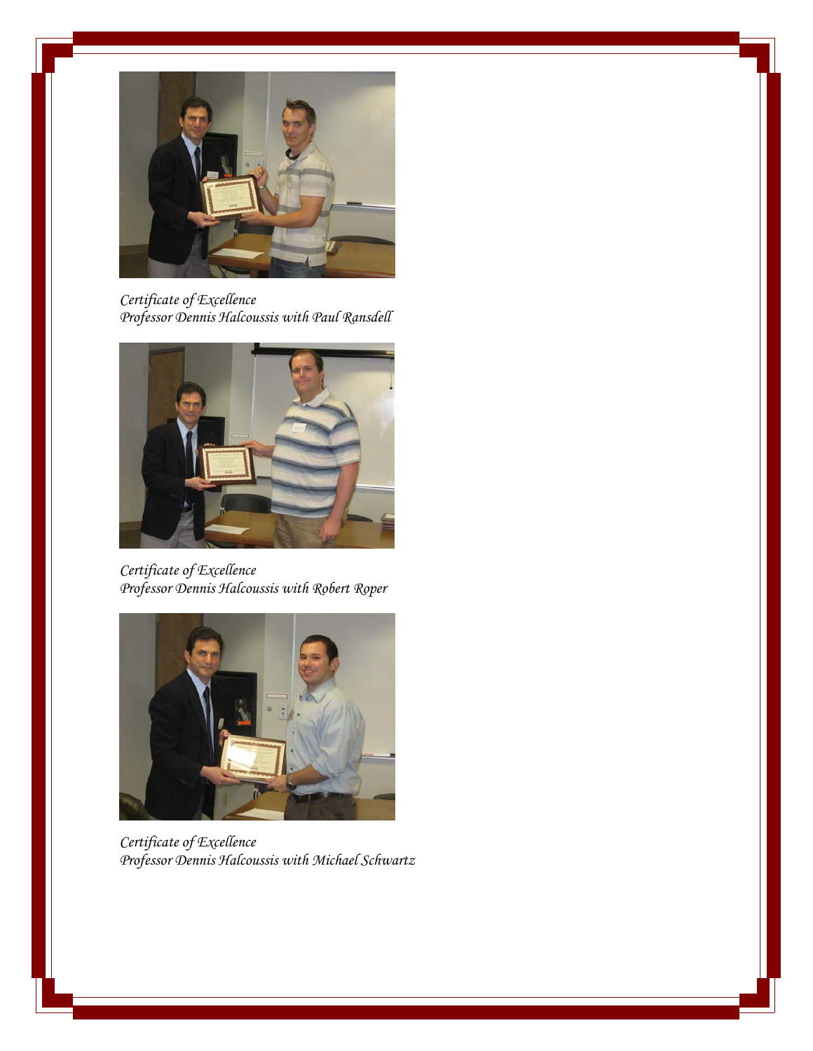*Certificate of Excellence*
*Professor Dennis Halcoussis with Paul Ransdell*

*Certificate of Excellence*
*Professor Dennis Halcoussis with Robert Roper*

*Certificate of Excellence*
*Professor Dennis Halcoussis with Michael Schwartz*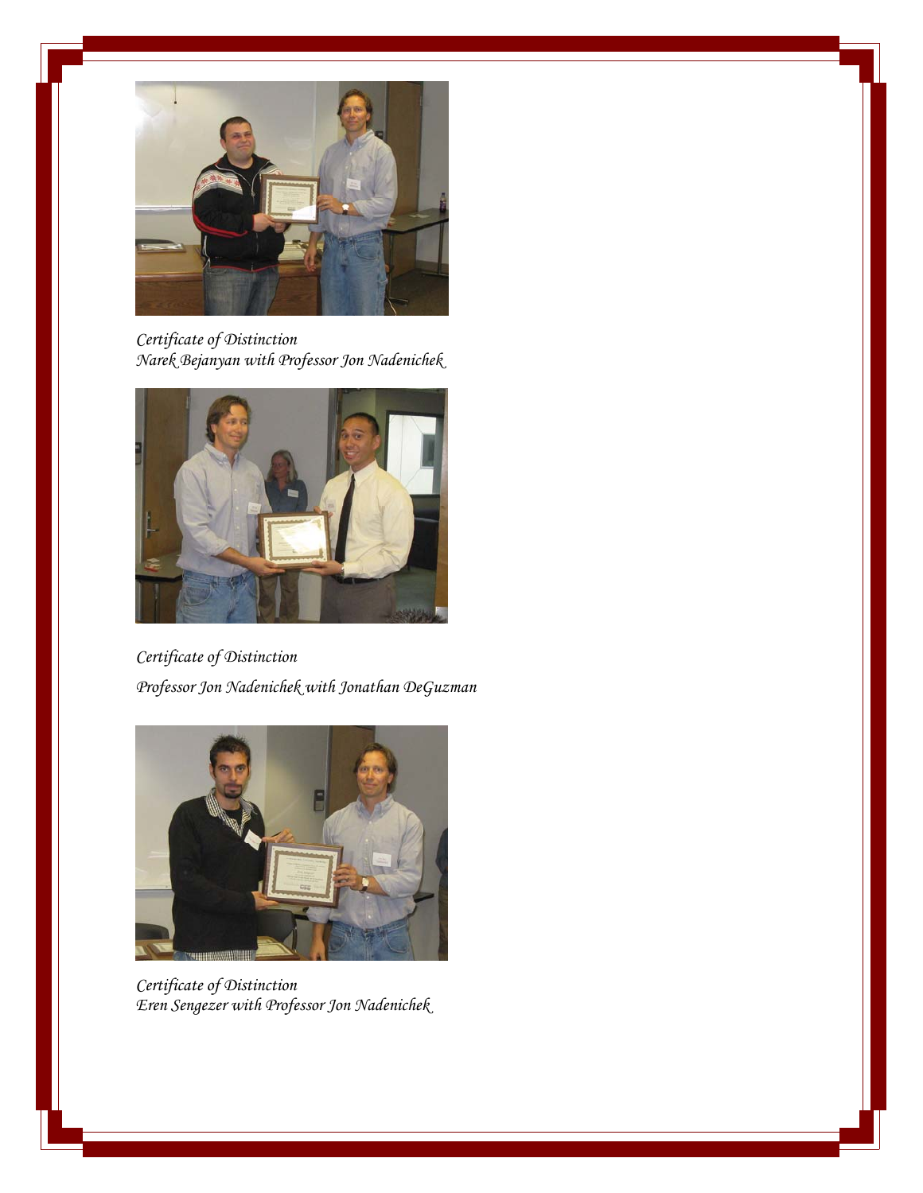*Certificate of Distinction*
*Narek Bejanyan with Professor Jon Nadenichek*

*Certificate of Distinction*

*Professor Jon Nadenichek with Jonathan DeGuzman*

*Certificate of Distinction*
*Eren Sengezer with Professor Jon Nadenichek*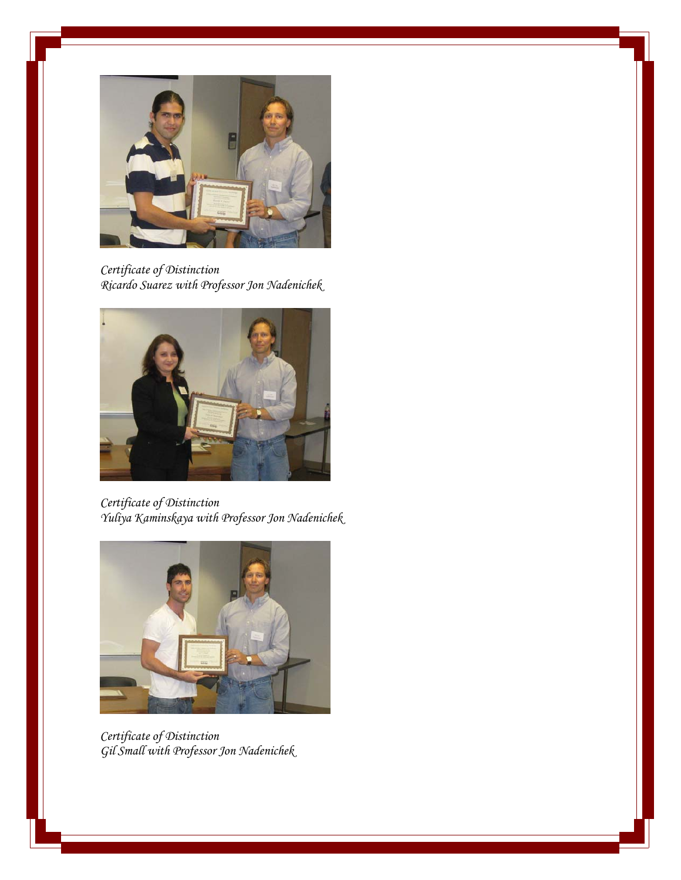*Certificate of Distinction*
*Ricardo Suarez with Professor Jon Nadenichek*

*Certificate of Distinction*
*Yuliya Kaminskaya with Professor Jon Nadenichek*

*Certificate of Distinction*
*Gil Small with Professor Jon Nadenichek*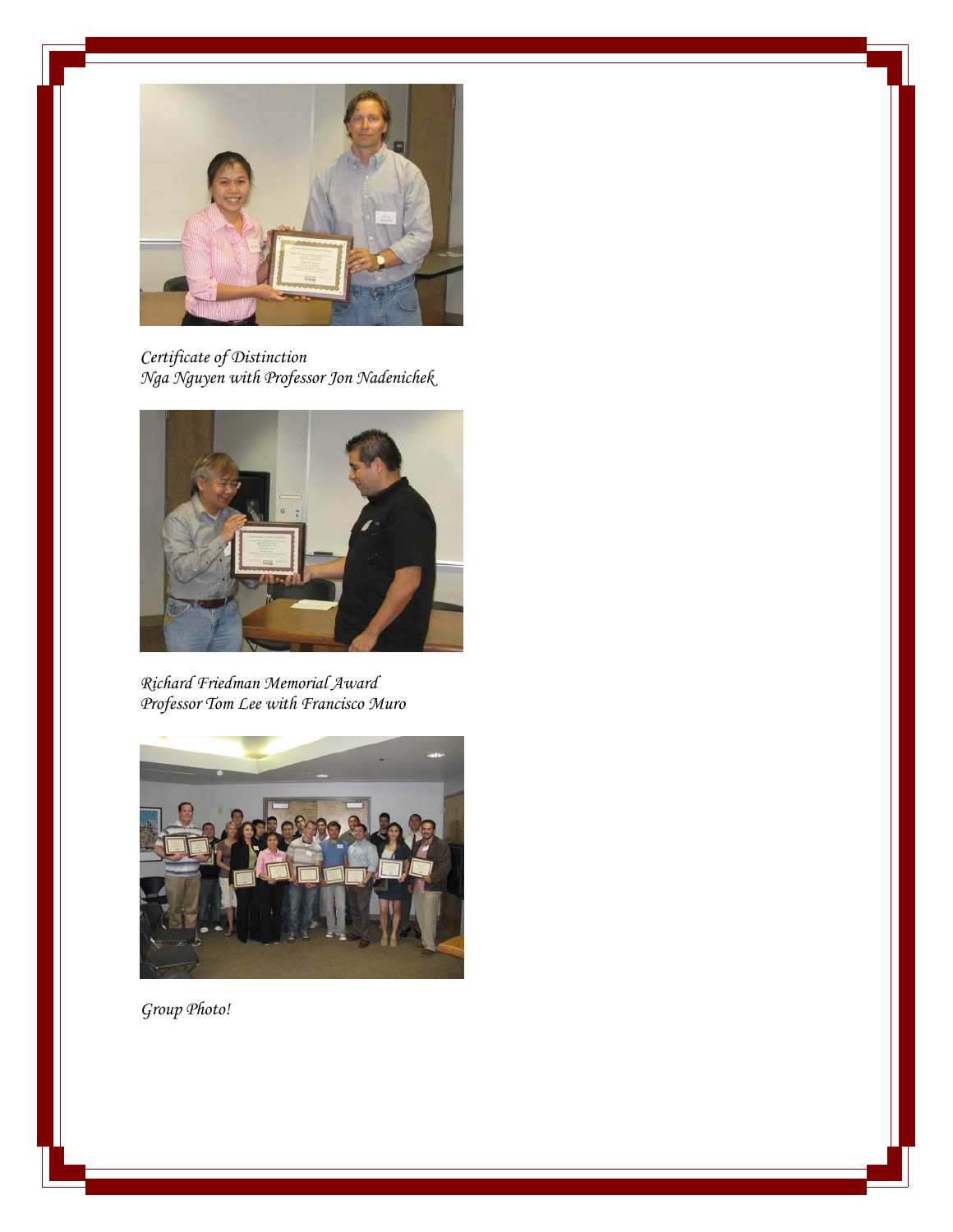*Certificate of Distinction*
*Nga Nguyen with Professor Jon Nadenichek*

*Richard Friedman Memorial Award*
*Professor Tom Lee with Francisco Muro*

*Group Photo!*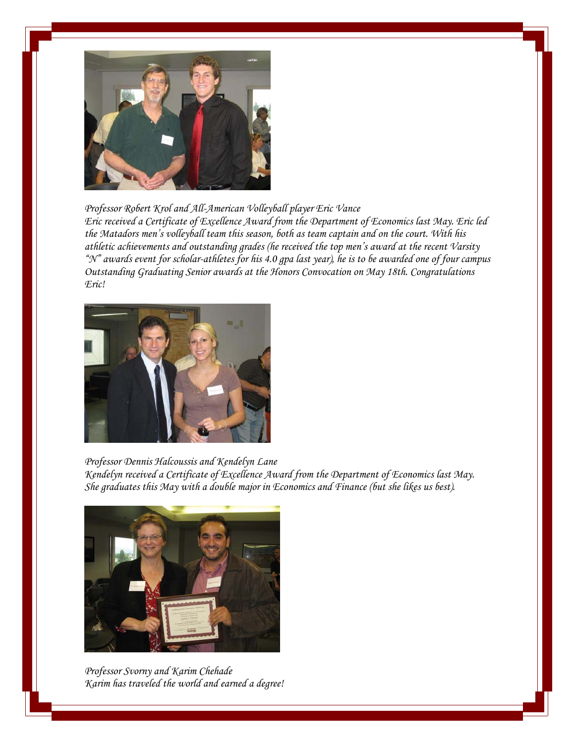*Professor Robert Krol and All-American Volleyball player Eric Vance*
*Eric received a Certificate of Excellence Award from the Department of Economics last May. Eric led the Matadors men's volleyball team this season, both as team captain and on the court. With his athletic achievements and outstanding grades (he received the top men's award at the recent Varsity "N" awards event for scholar-athletes for his 4.0 gpa last year), he is to be awarded one of four campus Outstanding Graduating Senior awards at the Honors Convocation on May 18th. Congratulations Eric!*

*Professor Dennis Halcoussis and Kendelyn Lane*
*Kendelyn received a Certificate of Excellence Award from the Department of Economics last May. She graduates this May with a double major in Economics and Finance (but she likes us best).*

*Professor Svorny and Karim Chehade*
*Karim has traveled the world and earned a degree!*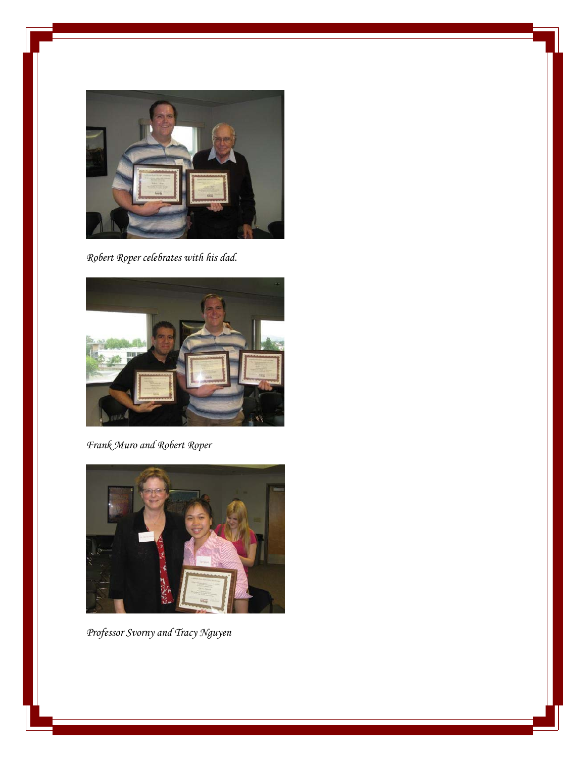*Robert Roper celebrates with his dad.*

*Frank Muro and Robert Roper*

*Professor Svorny and Tracy Nguyen*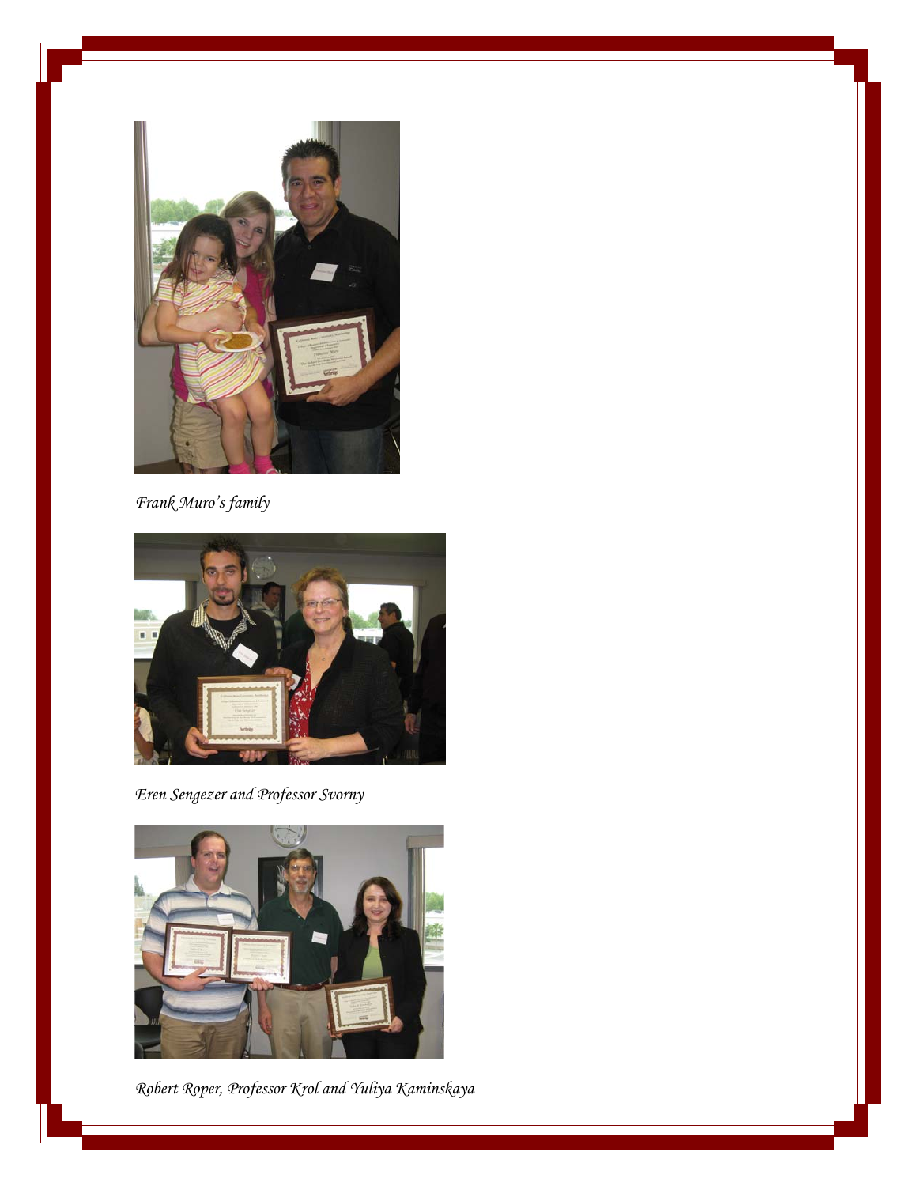*Frank Muro's family*

*Eren Sengezer and Professor Svorny*

*Robert Roper, Professor Krol and Yuliya Kaminskaya*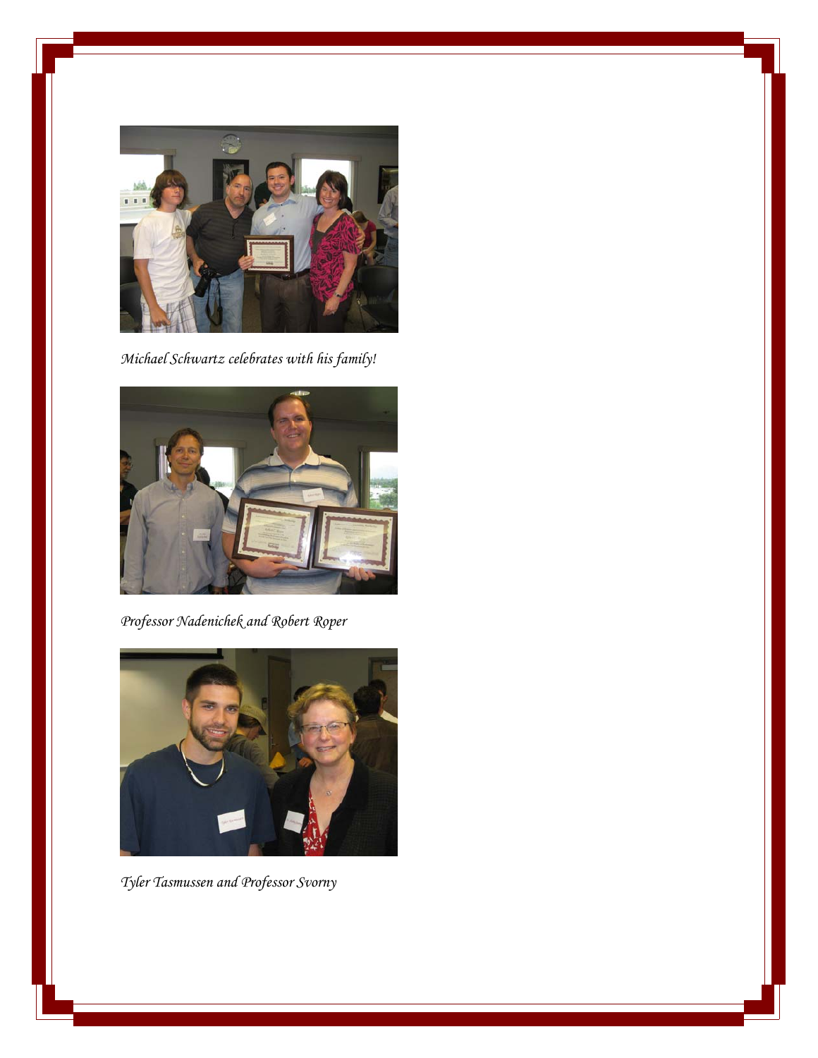*Michael Schwartz celebrates with his family!*

*Professor Nadenichek and Robert Roper*

*Tyler Tasmussen and Professor Svorny*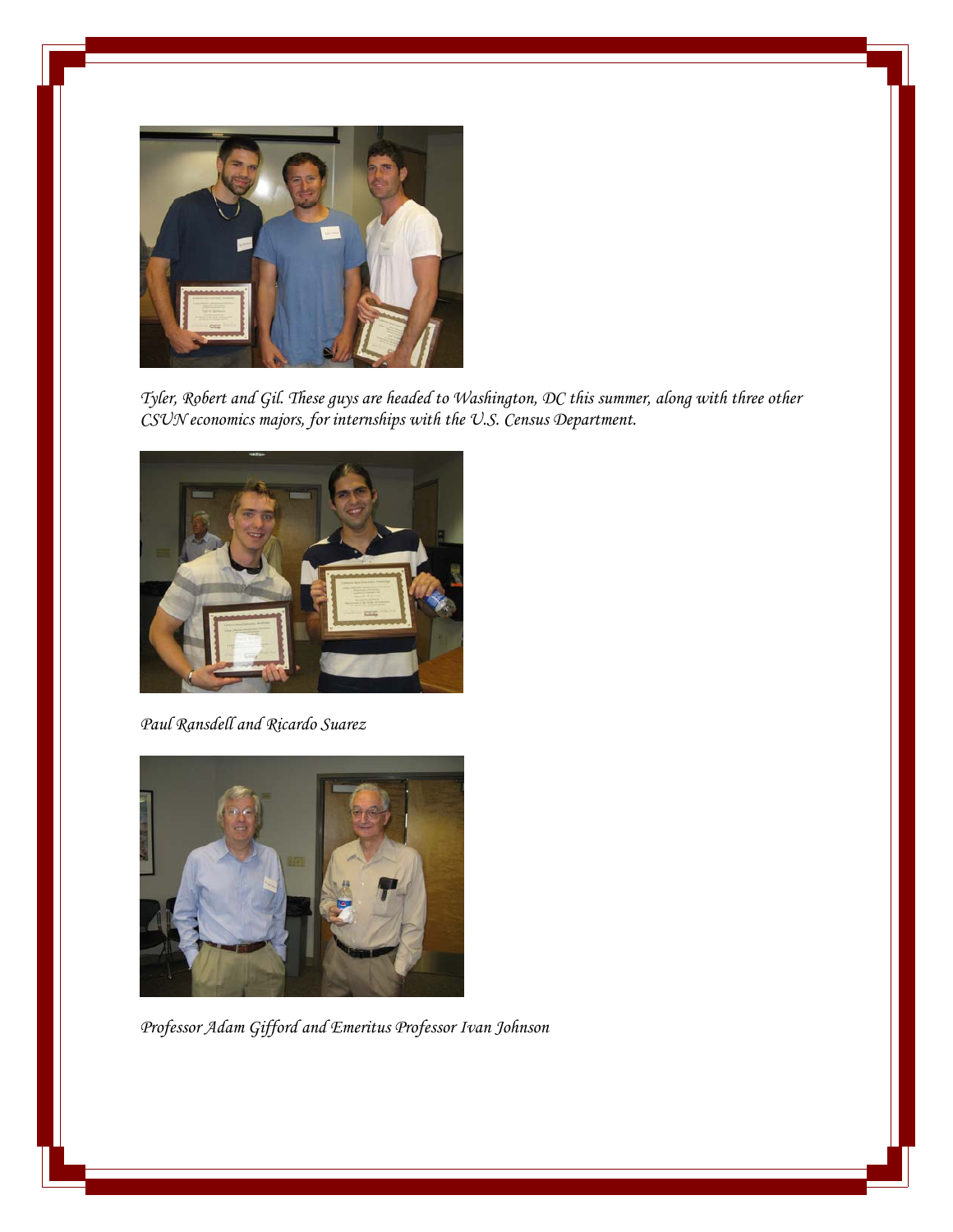*Tyler, Robert and Gil. These guys are headed to Washington, DC this summer, along with three other CSUN economics majors, for internships with the U.S. Census Department.*

*Paul Ransdell and Ricardo Suarez*

*Professor Adam Gifford and Emeritus Professor Ivan Johnson*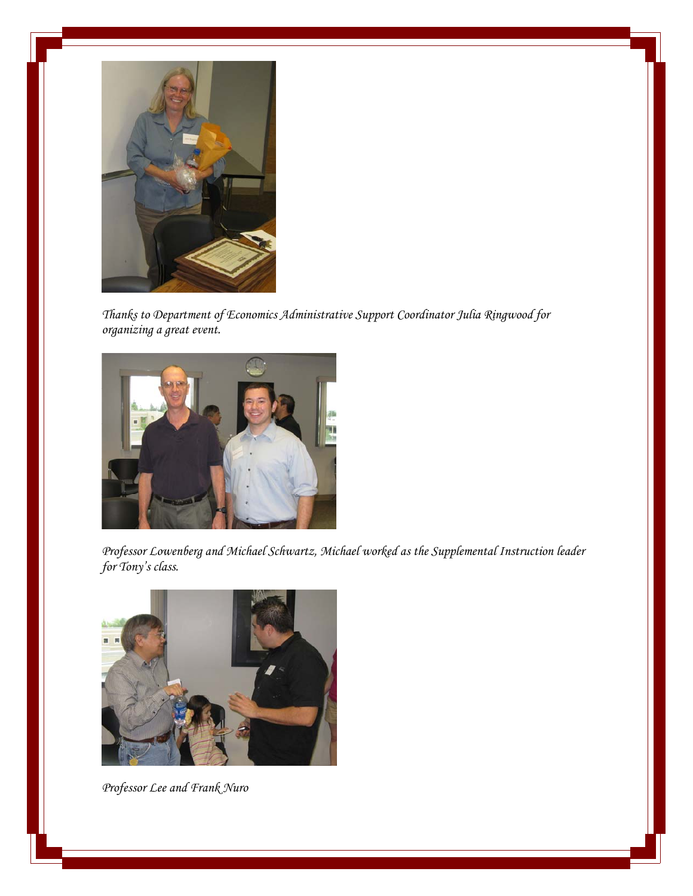*Thanks to Department of Economics Administrative Support Coordinator Julia Ringwood for organizing a great event.*

*Professor Lowenberg and Michael Schwartz, Michael worked as the Supplemental Instruction leader for Tony's class.*

*Professor Lee and Frank Nuro*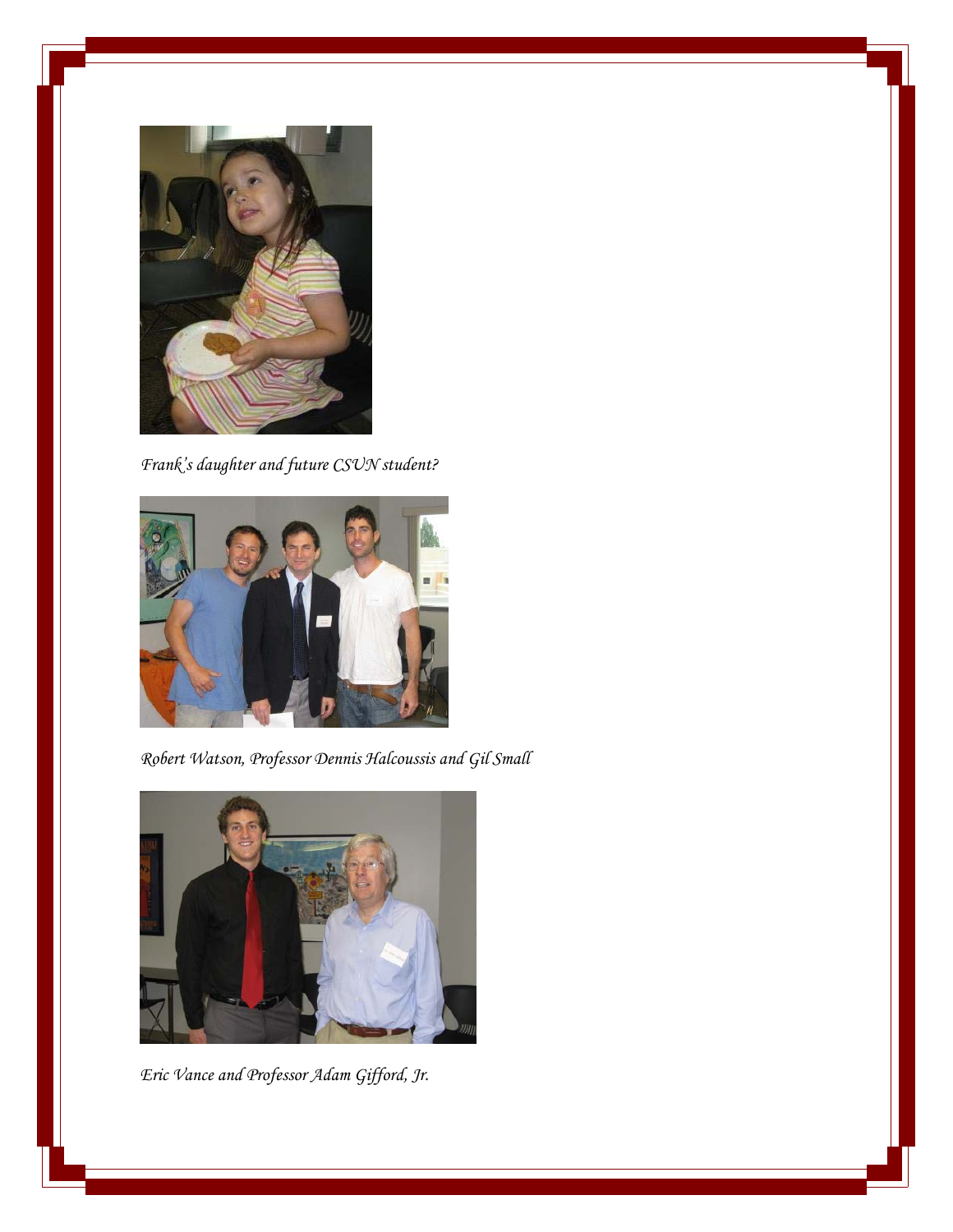*Frank's daughter and future CSUN student?*

*Robert Watson, Professor Dennis Halcoussis and Gil Small*

*Eric Vance and Professor Adam Gifford, Jr.*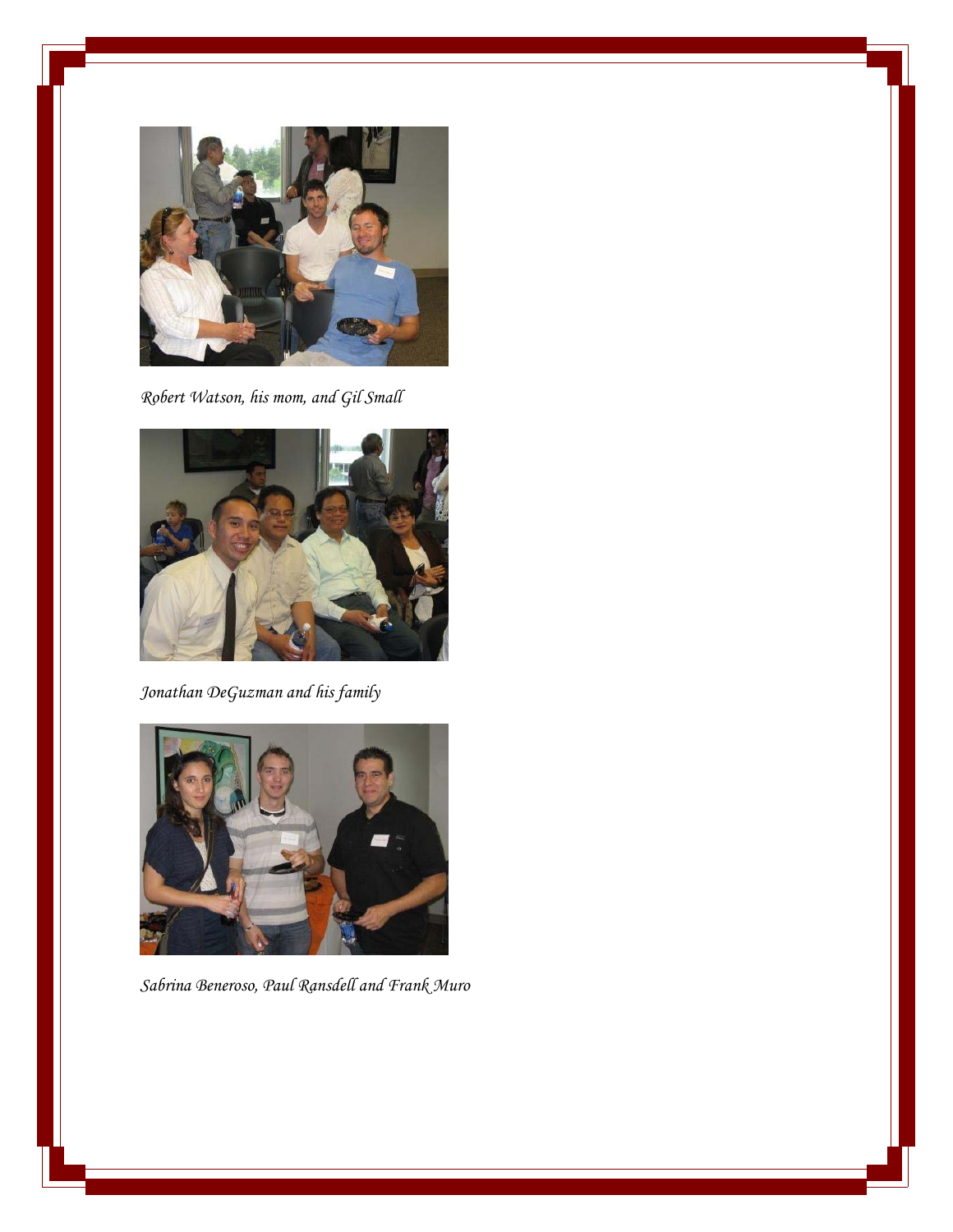*Robert Watson, his mom, and Gil Small*

*Jonathan DeGuzman and his family*

*Sabrina Beneroso, Paul Ransdell and Frank Muro*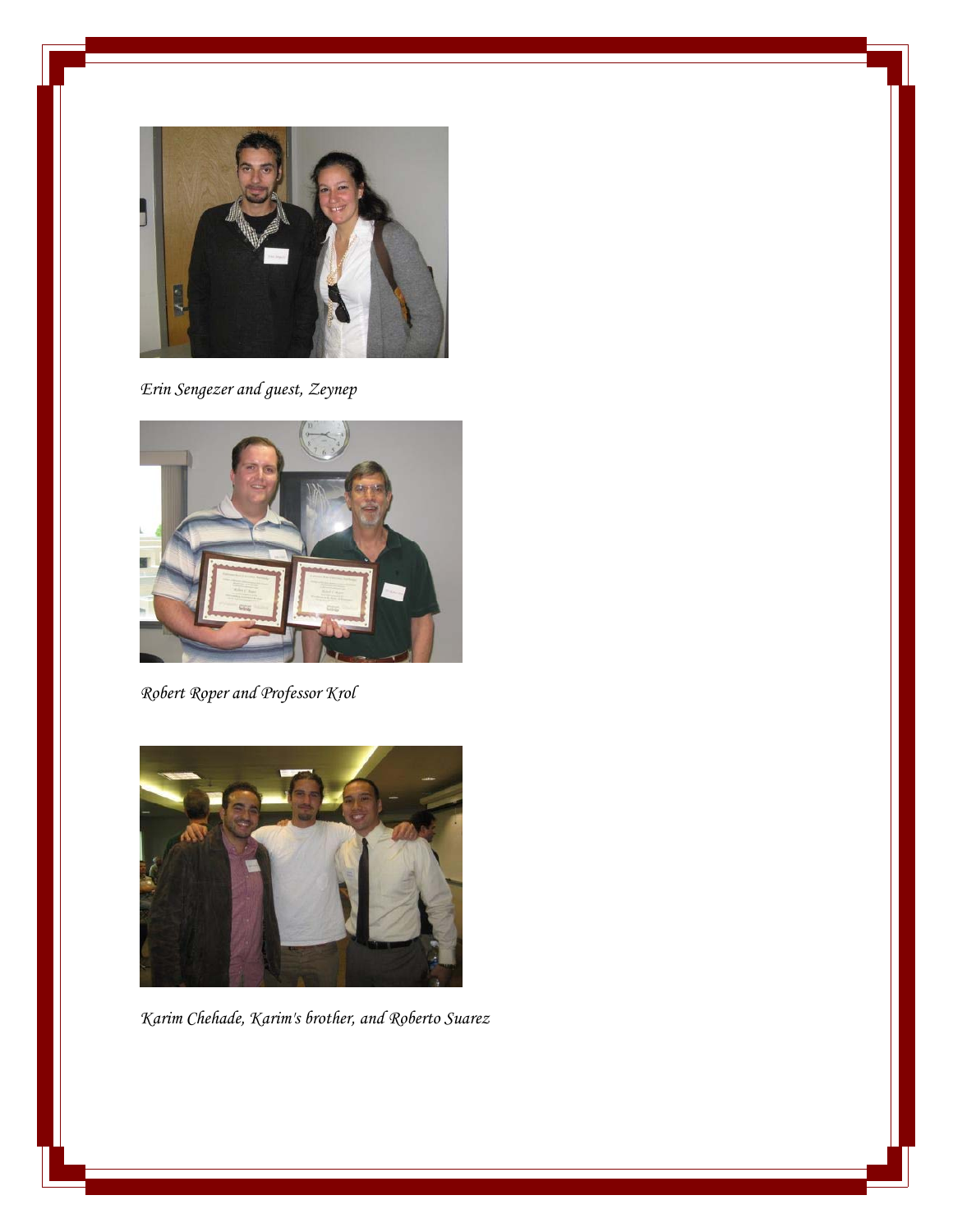*Erin Sengezer and guest, Zeynep*

*Robert Roper and Professor Krol*

*Karim Chehade, Karim's brother, and Roberto Suarez*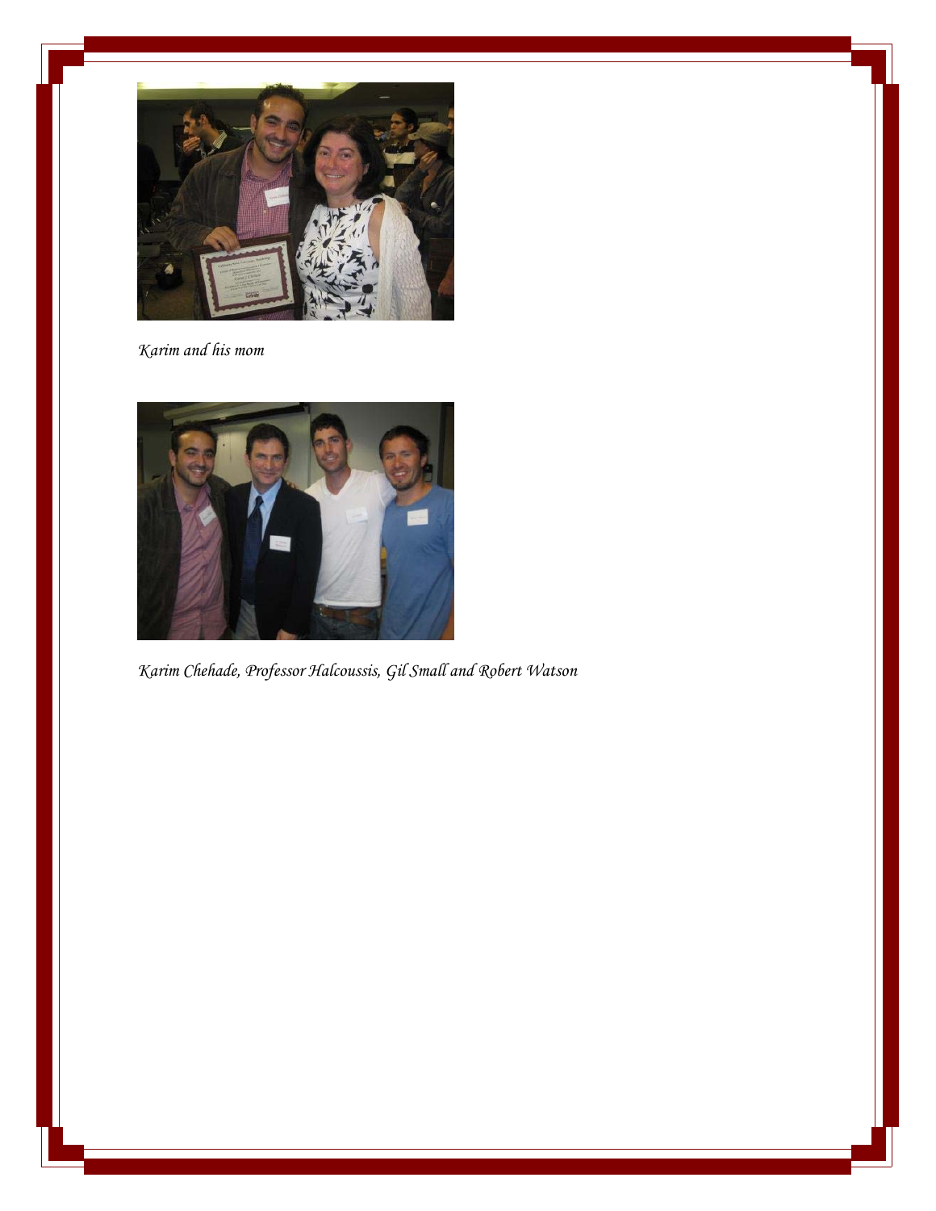*Karim and his mom*

*Karim Chehade, Professor Halcoussis, Gil Small and Robert Watson*